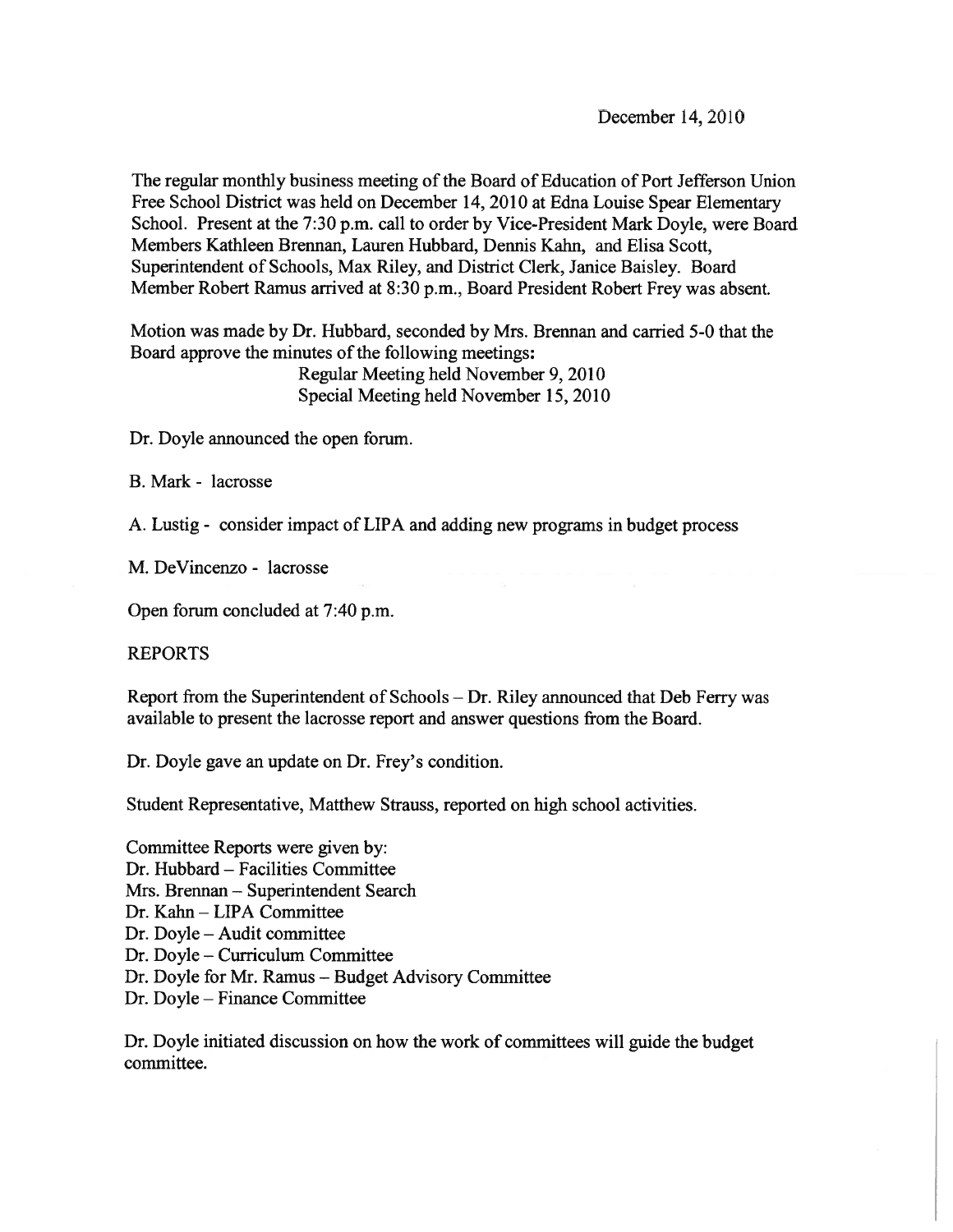December 14, 2010

The regular monthly business meeting of the Board of Education of Port Jefferson Union Free School District was held on December 14, 2010 at Edna Louise Spear Elementary School. Present at the 7:30 p.m. call to order by Vice-President Mark Doyle, were Board Members Kathleen Brennan, Lauren Hubbard, Dennis Kahn, and Elisa Scott, Superintendent of Schools, Max Riley, and District Clerk, Janice Baisley. Board Member Robert Ramus arrived at 8:30 p.m., Board President Robert Frey was absent.

Motion was made by Dr. Hubbard, seconded by Mrs. Brennan and carried 5-0 that the Board approve the minutes of the following meetings:

Regular Meeting held November 9, 2010
Special Meeting held November 15, 2010

Dr. Doyle announced the open forum.

B. Mark - lacrosse

A. Lustig - consider impact of LIPA and adding new programs in budget process

M. DeVincenzo - lacrosse

Open forum concluded at 7:40 p.m.

REPORTS

Report from the Superintendent of Schools – Dr. Riley announced that Deb Ferry was available to present the lacrosse report and answer questions from the Board.

Dr. Doyle gave an update on Dr. Frey's condition.

Student Representative, Matthew Strauss, reported on high school activities.

Committee Reports were given by:
Dr. Hubbard – Facilities Committee
Mrs. Brennan – Superintendent Search
Dr. Kahn – LIPA Committee
Dr. Doyle – Audit committee
Dr. Doyle – Curriculum Committee
Dr. Doyle for Mr. Ramus – Budget Advisory Committee
Dr. Doyle – Finance Committee

Dr. Doyle initiated discussion on how the work of committees will guide the budget committee.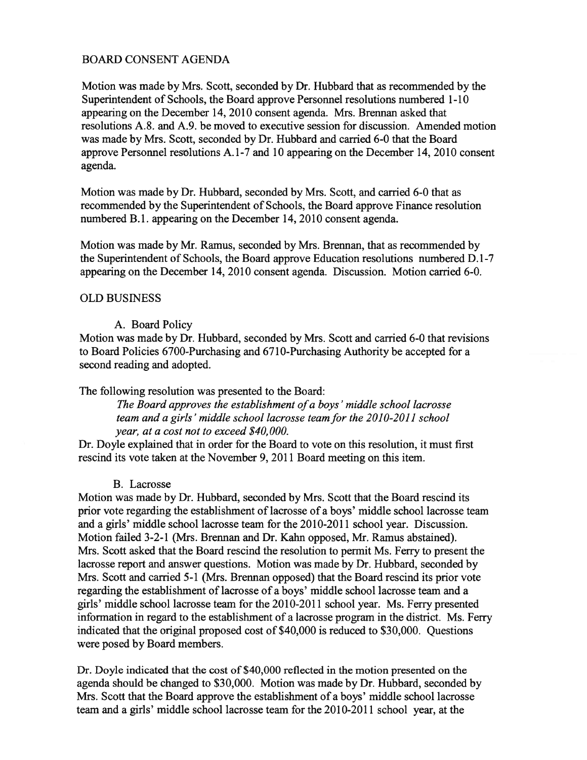BOARD CONSENT AGENDA

Motion was made by Mrs. Scott, seconded by Dr. Hubbard that as recommended by the Superintendent of Schools, the Board approve Personnel resolutions numbered 1-10 appearing on the December 14, 2010 consent agenda. Mrs. Brennan asked that resolutions A.8. and A.9. be moved to executive session for discussion. Amended motion was made by Mrs. Scott, seconded by Dr. Hubbard and carried 6-0 that the Board approve Personnel resolutions A.1-7 and 10 appearing on the December 14, 2010 consent agenda.

Motion was made by Dr. Hubbard, seconded by Mrs. Scott, and carried 6-0 that as recommended by the Superintendent of Schools, the Board approve Finance resolution numbered B.1. appearing on the December 14, 2010 consent agenda.

Motion was made by Mr. Ramus, seconded by Mrs. Brennan, that as recommended by the Superintendent of Schools, the Board approve Education resolutions numbered D.1-7 appearing on the December 14, 2010 consent agenda. Discussion. Motion carried 6-0.

OLD BUSINESS

A. Board Policy

Motion was made by Dr. Hubbard, seconded by Mrs. Scott and carried 6-0 that revisions to Board Policies 6700-Purchasing and 6710-Purchasing Authority be accepted for a second reading and adopted.

The following resolution was presented to the Board:

*The Board approves the establishment of a boys' middle school lacrosse team and a girls' middle school lacrosse team for the 2010-2011 school year, at a cost not to exceed $40,000.*

Dr. Doyle explained that in order for the Board to vote on this resolution, it must first rescind its vote taken at the November 9, 2011 Board meeting on this item.

B. Lacrosse

Motion was made by Dr. Hubbard, seconded by Mrs. Scott that the Board rescind its prior vote regarding the establishment of lacrosse of a boys' middle school lacrosse team and a girls' middle school lacrosse team for the 2010-2011 school year. Discussion. Motion failed 3-2-1 (Mrs. Brennan and Dr. Kahn opposed, Mr. Ramus abstained). Mrs. Scott asked that the Board rescind the resolution to permit Ms. Ferry to present the lacrosse report and answer questions. Motion was made by Dr. Hubbard, seconded by Mrs. Scott and carried 5-1 (Mrs. Brennan opposed) that the Board rescind its prior vote regarding the establishment of lacrosse of a boys' middle school lacrosse team and a girls' middle school lacrosse team for the 2010-2011 school year. Ms. Ferry presented information in regard to the establishment of a lacrosse program in the district. Ms. Ferry indicated that the original proposed cost of $40,000 is reduced to $30,000. Questions were posed by Board members.

Dr. Doyle indicated that the cost of $40,000 reflected in the motion presented on the agenda should be changed to $30,000. Motion was made by Dr. Hubbard, seconded by Mrs. Scott that the Board approve the establishment of a boys' middle school lacrosse team and a girls' middle school lacrosse team for the 2010-2011 school year, at the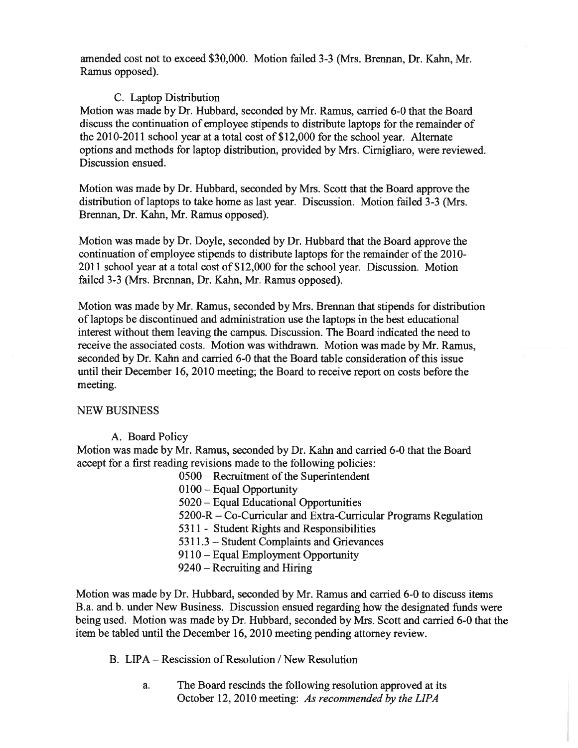amended cost not to exceed $30,000. Motion failed 3-3 (Mrs. Brennan, Dr. Kahn, Mr. Ramus opposed).

C. Laptop Distribution

Motion was made by Dr. Hubbard, seconded by Mr. Ramus, carried 6-0 that the Board discuss the continuation of employee stipends to distribute laptops for the remainder of the 2010-2011 school year at a total cost of $12,000 for the school year. Alternate options and methods for laptop distribution, provided by Mrs. Cirnigliaro, were reviewed. Discussion ensued.

Motion was made by Dr. Hubbard, seconded by Mrs. Scott that the Board approve the distribution of laptops to take home as last year. Discussion. Motion failed 3-3 (Mrs. Brennan, Dr. Kahn, Mr. Ramus opposed).

Motion was made by Dr. Doyle, seconded by Dr. Hubbard that the Board approve the continuation of employee stipends to distribute laptops for the remainder of the 2010-2011 school year at a total cost of $12,000 for the school year. Discussion. Motion failed 3-3 (Mrs. Brennan, Dr. Kahn, Mr. Ramus opposed).

Motion was made by Mr. Ramus, seconded by Mrs. Brennan that stipends for distribution of laptops be discontinued and administration use the laptops in the best educational interest without them leaving the campus. Discussion. The Board indicated the need to receive the associated costs. Motion was withdrawn. Motion was made by Mr. Ramus, seconded by Dr. Kahn and carried 6-0 that the Board table consideration of this issue until their December 16, 2010 meeting; the Board to receive report on costs before the meeting.

NEW BUSINESS

A. Board Policy

Motion was made by Mr. Ramus, seconded by Dr. Kahn and carried 6-0 that the Board accept for a first reading revisions made to the following policies:

- 0500 – Recruitment of the Superintendent
- 0100 – Equal Opportunity
- 5020 – Equal Educational Opportunities
- 5200-R – Co-Curricular and Extra-Curricular Programs Regulation
- 5311 - Student Rights and Responsibilities
- 5311.3 – Student Complaints and Grievances
- 9110 – Equal Employment Opportunity
- 9240 – Recruiting and Hiring

Motion was made by Dr. Hubbard, seconded by Mr. Ramus and carried 6-0 to discuss items B.a. and b. under New Business. Discussion ensued regarding how the designated funds were being used. Motion was made by Dr. Hubbard, seconded by Mrs. Scott and carried 6-0 that the item be tabled until the December 16, 2010 meeting pending attorney review.

B. LIPA – Rescission of Resolution / New Resolution

a. The Board rescinds the following resolution approved at its October 12, 2010 meeting: *As recommended by the LIPA*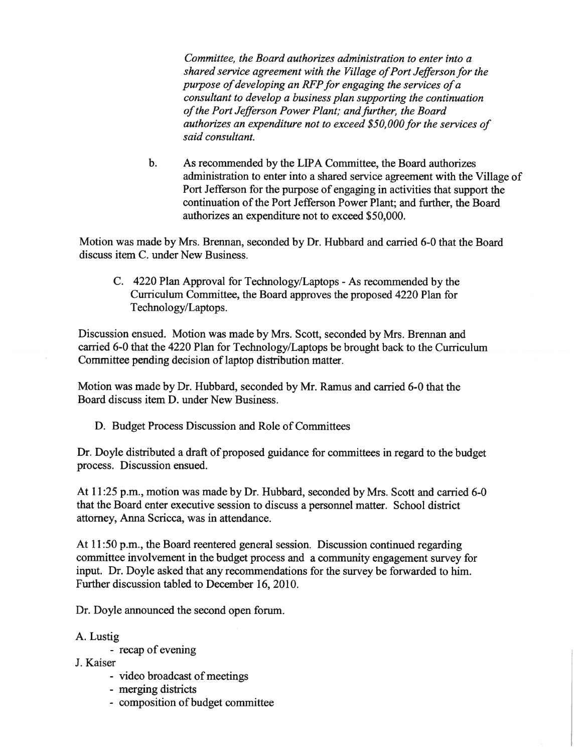*Committee, the Board authorizes administration to enter into a shared service agreement with the Village of Port Jefferson for the purpose of developing an RFP for engaging the services of a consultant to develop a business plan supporting the continuation of the Port Jefferson Power Plant; and further, the Board authorizes an expenditure not to exceed $50,000 for the services of said consultant.*

b. As recommended by the LIPA Committee, the Board authorizes administration to enter into a shared service agreement with the Village of Port Jefferson for the purpose of engaging in activities that support the continuation of the Port Jefferson Power Plant; and further, the Board authorizes an expenditure not to exceed $50,000.

Motion was made by Mrs. Brennan, seconded by Dr. Hubbard and carried 6-0 that the Board discuss item C. under New Business.

C. 4220 Plan Approval for Technology/Laptops - As recommended by the Curriculum Committee, the Board approves the proposed 4220 Plan for Technology/Laptops.

Discussion ensued. Motion was made by Mrs. Scott, seconded by Mrs. Brennan and carried 6-0 that the 4220 Plan for Technology/Laptops be brought back to the Curriculum Committee pending decision of laptop distribution matter.

Motion was made by Dr. Hubbard, seconded by Mr. Ramus and carried 6-0 that the Board discuss item D. under New Business.

D. Budget Process Discussion and Role of Committees

Dr. Doyle distributed a draft of proposed guidance for committees in regard to the budget process. Discussion ensued.

At 11:25 p.m., motion was made by Dr. Hubbard, seconded by Mrs. Scott and carried 6-0 that the Board enter executive session to discuss a personnel matter. School district attorney, Anna Scricca, was in attendance.

At 11:50 p.m., the Board reentered general session. Discussion continued regarding committee involvement in the budget process and a community engagement survey for input. Dr. Doyle asked that any recommendations for the survey be forwarded to him. Further discussion tabled to December 16, 2010.

Dr. Doyle announced the second open forum.

A. Lustig
- recap of evening

J. Kaiser
- video broadcast of meetings
- merging districts
- composition of budget committee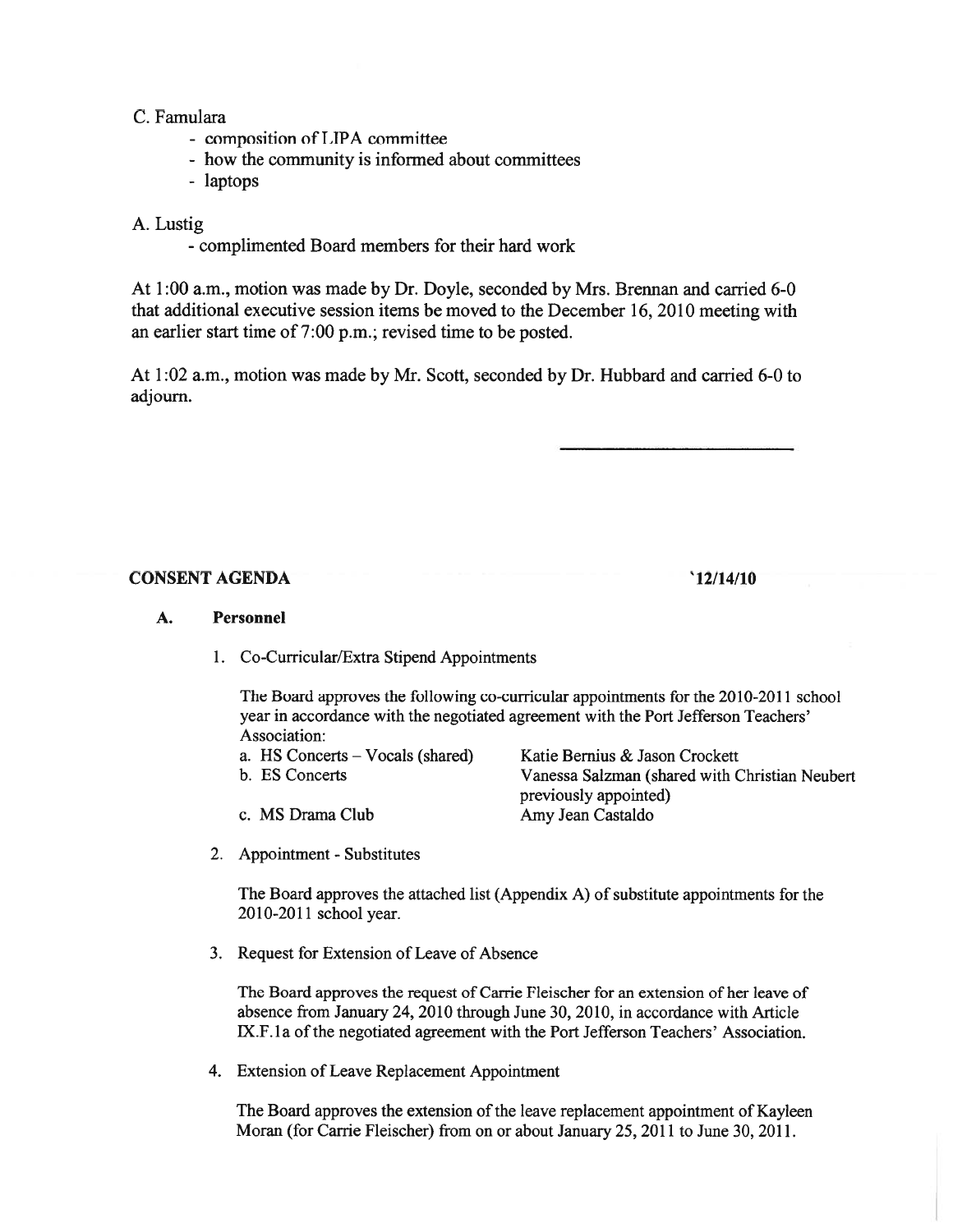C. Famulara

- composition of LIPA committee
- how the community is informed about committees
- laptops

A. Lustig

- complimented Board members for their hard work

At 1:00 a.m., motion was made by Dr. Doyle, seconded by Mrs. Brennan and carried 6-0 that additional executive session items be moved to the December 16, 2010 meeting with an earlier start time of 7:00 p.m.; revised time to be posted.

At 1:02 a.m., motion was made by Mr. Scott, seconded by Dr. Hubbard and carried 6-0 to adjourn.

______________________________

## CONSENT AGENDA

**'12/14/10**

### A. Personnel

1. Co-Curricular/Extra Stipend Appointments

   The Board approves the following co-curricular appointments for the 2010-2011 school year in accordance with the negotiated agreement with the Port Jefferson Teachers' Association:

   | | |
   |---|---|
   | a. HS Concerts – Vocals (shared) | Katie Bernius & Jason Crockett |
   | b. ES Concerts | Vanessa Salzman (shared with Christian Neubert previously appointed) |
   | c. MS Drama Club | Amy Jean Castaldo |

2. Appointment - Substitutes

   The Board approves the attached list (Appendix A) of substitute appointments for the 2010-2011 school year.

3. Request for Extension of Leave of Absence

   The Board approves the request of Carrie Fleischer for an extension of her leave of absence from January 24, 2010 through June 30, 2010, in accordance with Article IX.F.1a of the negotiated agreement with the Port Jefferson Teachers' Association.

4. Extension of Leave Replacement Appointment

   The Board approves the extension of the leave replacement appointment of Kayleen Moran (for Carrie Fleischer) from on or about January 25, 2011 to June 30, 2011.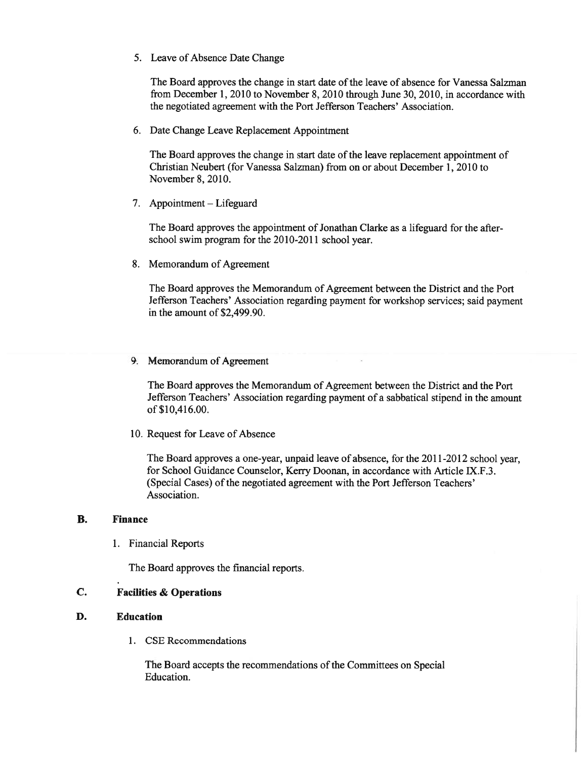5. Leave of Absence Date Change

   The Board approves the change in start date of the leave of absence for Vanessa Salzman from December 1, 2010 to November 8, 2010 through June 30, 2010, in accordance with the negotiated agreement with the Port Jefferson Teachers' Association.

6. Date Change Leave Replacement Appointment

   The Board approves the change in start date of the leave replacement appointment of Christian Neubert (for Vanessa Salzman) from on or about December 1, 2010 to November 8, 2010.

7. Appointment – Lifeguard

   The Board approves the appointment of Jonathan Clarke as a lifeguard for the after-school swim program for the 2010-2011 school year.

8. Memorandum of Agreement

   The Board approves the Memorandum of Agreement between the District and the Port Jefferson Teachers' Association regarding payment for workshop services; said payment in the amount of $2,499.90.

9. Memorandum of Agreement

   The Board approves the Memorandum of Agreement between the District and the Port Jefferson Teachers' Association regarding payment of a sabbatical stipend in the amount of $10,416.00.

10. Request for Leave of Absence

    The Board approves a one-year, unpaid leave of absence, for the 2011-2012 school year, for School Guidance Counselor, Kerry Doonan, in accordance with Article IX.F.3. (Special Cases) of the negotiated agreement with the Port Jefferson Teachers' Association.

**B. Finance**

1. Financial Reports

   The Board approves the financial reports.

**C. Facilities & Operations**

**D. Education**

1. CSE Recommendations

   The Board accepts the recommendations of the Committees on Special Education.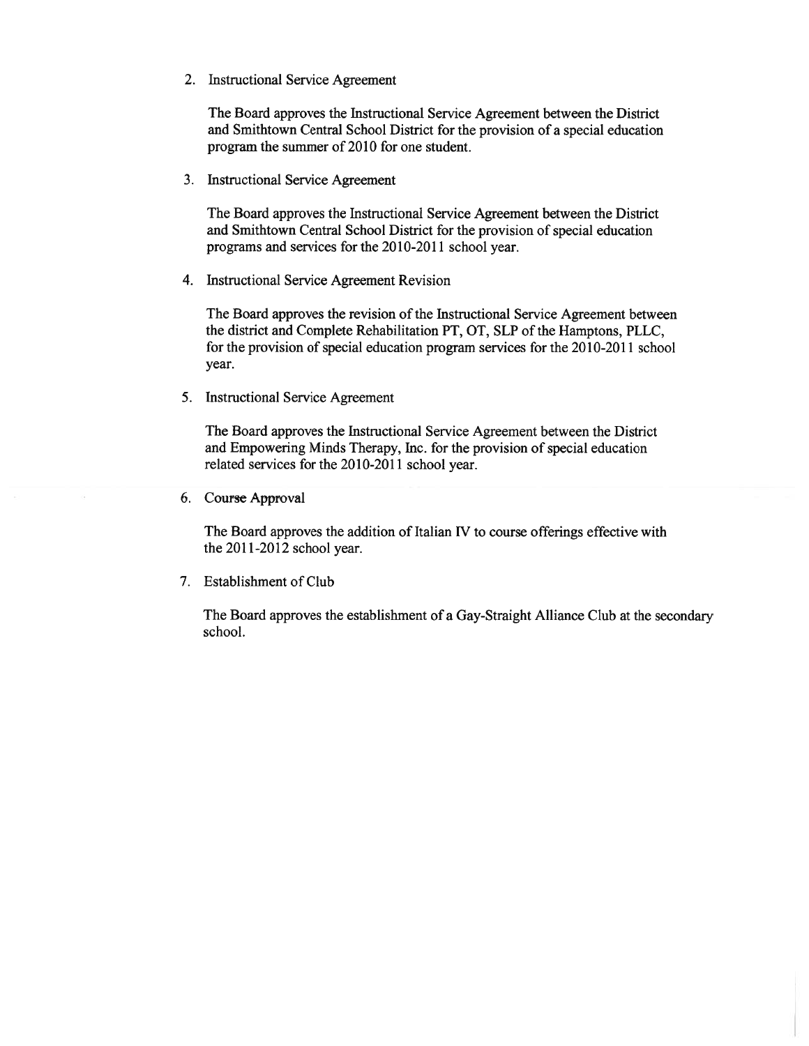2. Instructional Service Agreement

   The Board approves the Instructional Service Agreement between the District and Smithtown Central School District for the provision of a special education program the summer of 2010 for one student.

3. Instructional Service Agreement

   The Board approves the Instructional Service Agreement between the District and Smithtown Central School District for the provision of special education programs and services for the 2010-2011 school year.

4. Instructional Service Agreement Revision

   The Board approves the revision of the Instructional Service Agreement between the district and Complete Rehabilitation PT, OT, SLP of the Hamptons, PLLC, for the provision of special education program services for the 2010-2011 school year.

5. Instructional Service Agreement

   The Board approves the Instructional Service Agreement between the District and Empowering Minds Therapy, Inc. for the provision of special education related services for the 2010-2011 school year.

6. Course Approval

   The Board approves the addition of Italian IV to course offerings effective with the 2011-2012 school year.

7. Establishment of Club

   The Board approves the establishment of a Gay-Straight Alliance Club at the secondary school.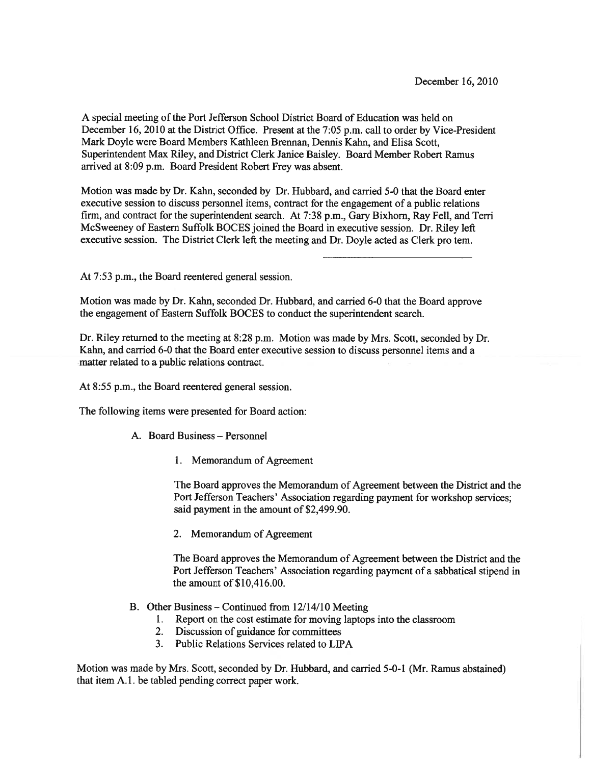December 16, 2010

A special meeting of the Port Jefferson School District Board of Education was held on December 16, 2010 at the District Office. Present at the 7:05 p.m. call to order by Vice-President Mark Doyle were Board Members Kathleen Brennan, Dennis Kahn, and Elisa Scott, Superintendent Max Riley, and District Clerk Janice Baisley. Board Member Robert Ramus arrived at 8:09 p.m. Board President Robert Frey was absent.

Motion was made by Dr. Kahn, seconded by Dr. Hubbard, and carried 5-0 that the Board enter executive session to discuss personnel items, contract for the engagement of a public relations firm, and contract for the superintendent search. At 7:38 p.m., Gary Bixhorn, Ray Fell, and Terri McSweeney of Eastern Suffolk BOCES joined the Board in executive session. Dr. Riley left executive session. The District Clerk left the meeting and Dr. Doyle acted as Clerk pro tem.

---

At 7:53 p.m., the Board reentered general session.

Motion was made by Dr. Kahn, seconded Dr. Hubbard, and carried 6-0 that the Board approve the engagement of Eastern Suffolk BOCES to conduct the superintendent search.

Dr. Riley returned to the meeting at 8:28 p.m. Motion was made by Mrs. Scott, seconded by Dr. Kahn, and carried 6-0 that the Board enter executive session to discuss personnel items and a matter related to a public relations contract.

At 8:55 p.m., the Board reentered general session.

The following items were presented for Board action:

A. Board Business – Personnel

1. Memorandum of Agreement

   The Board approves the Memorandum of Agreement between the District and the Port Jefferson Teachers' Association regarding payment for workshop services; said payment in the amount of $2,499.90.

2. Memorandum of Agreement

   The Board approves the Memorandum of Agreement between the District and the Port Jefferson Teachers' Association regarding payment of a sabbatical stipend in the amount of $10,416.00.

B. Other Business – Continued from 12/14/10 Meeting

1. Report on the cost estimate for moving laptops into the classroom
2. Discussion of guidance for committees
3. Public Relations Services related to LIPA

Motion was made by Mrs. Scott, seconded by Dr. Hubbard, and carried 5-0-1 (Mr. Ramus abstained) that item A.1. be tabled pending correct paper work.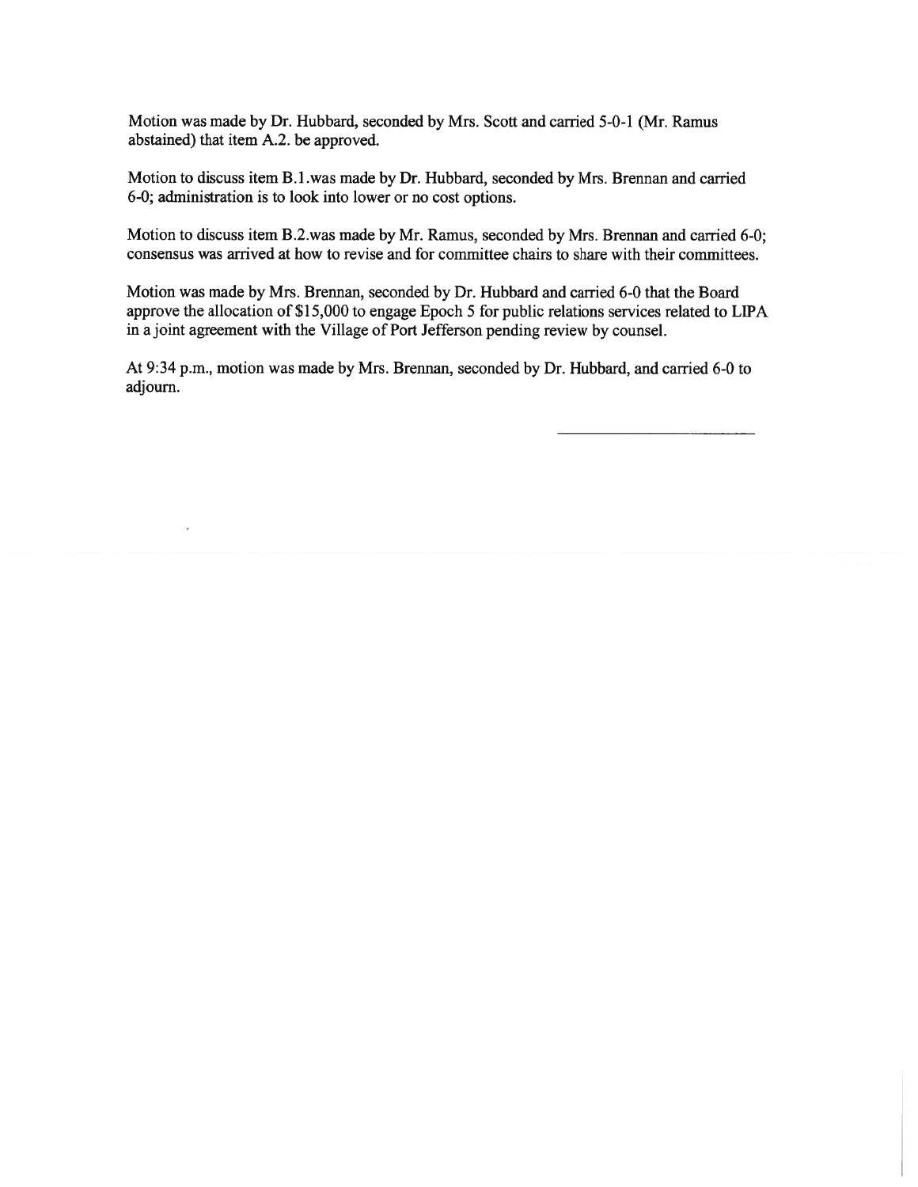Motion was made by Dr. Hubbard, seconded by Mrs. Scott and carried 5-0-1 (Mr. Ramus abstained) that item A.2. be approved.

Motion to discuss item B.1.was made by Dr. Hubbard, seconded by Mrs. Brennan and carried 6-0; administration is to look into lower or no cost options.

Motion to discuss item B.2.was made by Mr. Ramus, seconded by Mrs. Brennan and carried 6-0; consensus was arrived at how to revise and for committee chairs to share with their committees.

Motion was made by Mrs. Brennan, seconded by Dr. Hubbard and carried 6-0 that the Board approve the allocation of $15,000 to engage Epoch 5 for public relations services related to LIPA in a joint agreement with the Village of Port Jefferson pending review by counsel.

At 9:34 p.m., motion was made by Mrs. Brennan, seconded by Dr. Hubbard, and carried 6-0 to adjourn.